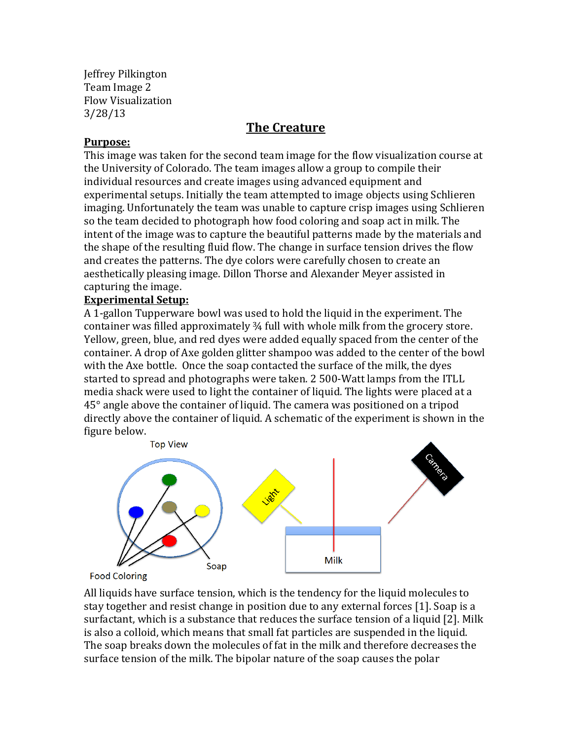Jeffrey Pilkington
Team Image 2
Flow Visualization
3/28/13

# The Creature

**Purpose:**

This image was taken for the second team image for the flow visualization course at the University of Colorado. The team images allow a group to compile their individual resources and create images using advanced equipment and experimental setups. Initially the team attempted to image objects using Schlieren imaging. Unfortunately the team was unable to capture crisp images using Schlieren so the team decided to photograph how food coloring and soap act in milk. The intent of the image was to capture the beautiful patterns made by the materials and the shape of the resulting fluid flow. The change in surface tension drives the flow and creates the patterns. The dye colors were carefully chosen to create an aesthetically pleasing image. Dillon Thorse and Alexander Meyer assisted in capturing the image.

**Experimental Setup:**

A 1-gallon Tupperware bowl was used to hold the liquid in the experiment. The container was filled approximately ¾ full with whole milk from the grocery store. Yellow, green, blue, and red dyes were added equally spaced from the center of the container. A drop of Axe golden glitter shampoo was added to the center of the bowl with the Axe bottle. Once the soap contacted the surface of the milk, the dyes started to spread and photographs were taken. 2 500-Watt lamps from the ITLL media shack were used to light the container of liquid. The lights were placed at a 45° angle above the container of liquid. The camera was positioned on a tripod directly above the container of liquid. A schematic of the experiment is shown in the figure below.

Top View

Food Coloring

Soap

Light

Camera

Milk

All liquids have surface tension, which is the tendency for the liquid molecules to stay together and resist change in position due to any external forces [1]. Soap is a surfactant, which is a substance that reduces the surface tension of a liquid [2]. Milk is also a colloid, which means that small fat particles are suspended in the liquid. The soap breaks down the molecules of fat in the milk and therefore decreases the surface tension of the milk. The bipolar nature of the soap causes the polar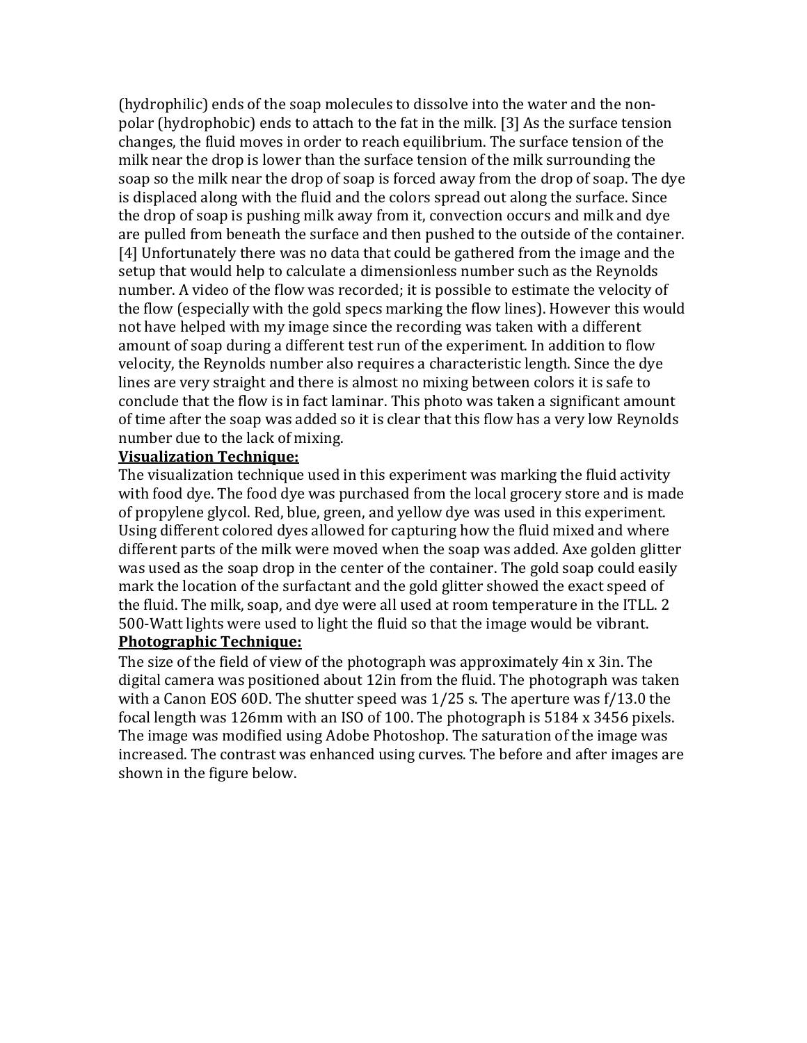(hydrophilic) ends of the soap molecules to dissolve into the water and the non-polar (hydrophobic) ends to attach to the fat in the milk. [3] As the surface tension changes, the fluid moves in order to reach equilibrium. The surface tension of the milk near the drop is lower than the surface tension of the milk surrounding the soap so the milk near the drop of soap is forced away from the drop of soap. The dye is displaced along with the fluid and the colors spread out along the surface. Since the drop of soap is pushing milk away from it, convection occurs and milk and dye are pulled from beneath the surface and then pushed to the outside of the container. [4] Unfortunately there was no data that could be gathered from the image and the setup that would help to calculate a dimensionless number such as the Reynolds number. A video of the flow was recorded; it is possible to estimate the velocity of the flow (especially with the gold specs marking the flow lines). However this would not have helped with my image since the recording was taken with a different amount of soap during a different test run of the experiment. In addition to flow velocity, the Reynolds number also requires a characteristic length. Since the dye lines are very straight and there is almost no mixing between colors it is safe to conclude that the flow is in fact laminar. This photo was taken a significant amount of time after the soap was added so it is clear that this flow has a very low Reynolds number due to the lack of mixing.

**Visualization Technique:**

The visualization technique used in this experiment was marking the fluid activity with food dye. The food dye was purchased from the local grocery store and is made of propylene glycol. Red, blue, green, and yellow dye was used in this experiment. Using different colored dyes allowed for capturing how the fluid mixed and where different parts of the milk were moved when the soap was added. Axe golden glitter was used as the soap drop in the center of the container. The gold soap could easily mark the location of the surfactant and the gold glitter showed the exact speed of the fluid. The milk, soap, and dye were all used at room temperature in the ITLL. 2 500-Watt lights were used to light the fluid so that the image would be vibrant.

**Photographic Technique:**

The size of the field of view of the photograph was approximately 4in x 3in. The digital camera was positioned about 12in from the fluid. The photograph was taken with a Canon EOS 60D. The shutter speed was 1/25 s. The aperture was f/13.0 the focal length was 126mm with an ISO of 100. The photograph is 5184 x 3456 pixels. The image was modified using Adobe Photoshop. The saturation of the image was increased. The contrast was enhanced using curves. The before and after images are shown in the figure below.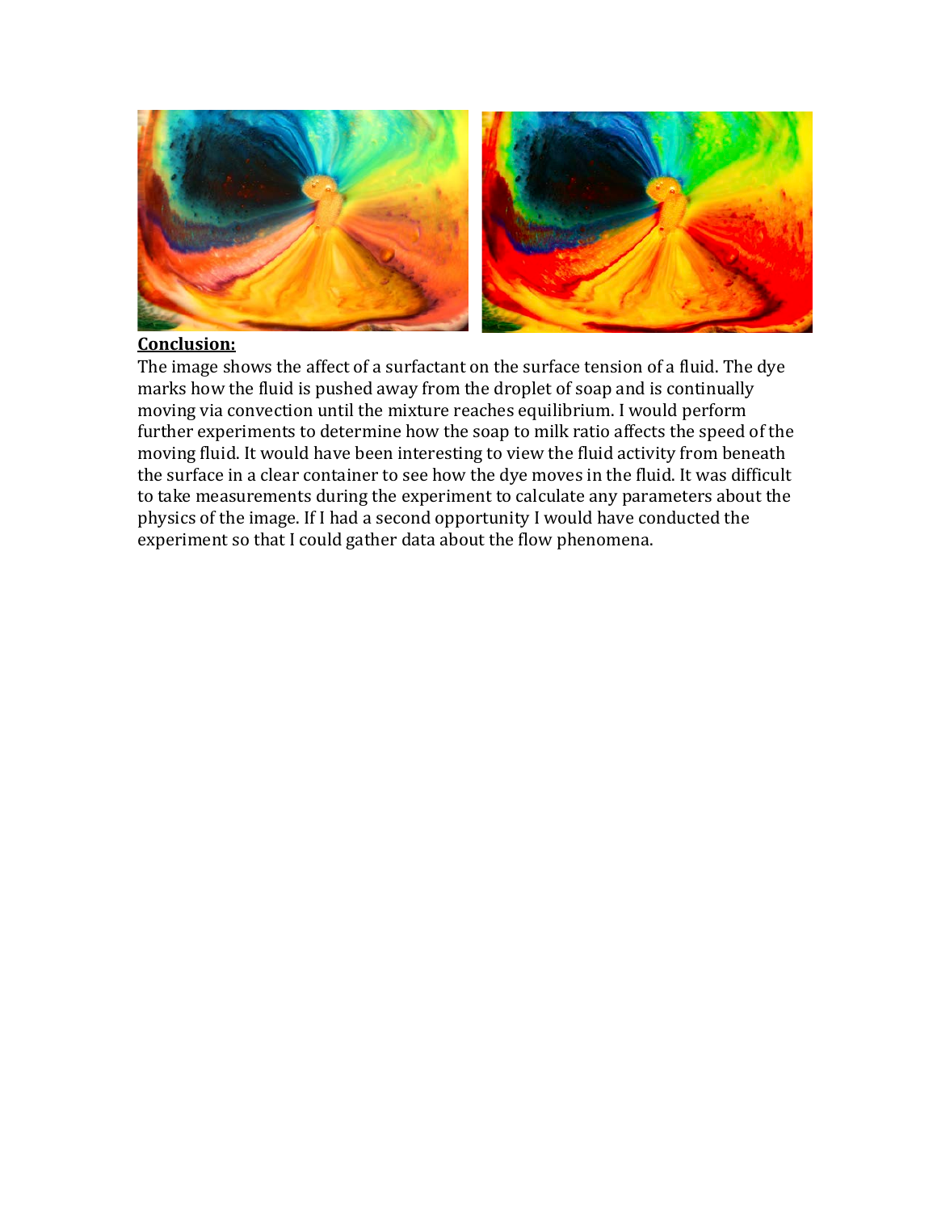**Conclusion:**

The image shows the affect of a surfactant on the surface tension of a fluid. The dye marks how the fluid is pushed away from the droplet of soap and is continually moving via convection until the mixture reaches equilibrium. I would perform further experiments to determine how the soap to milk ratio affects the speed of the moving fluid. It would have been interesting to view the fluid activity from beneath the surface in a clear container to see how the dye moves in the fluid. It was difficult to take measurements during the experiment to calculate any parameters about the physics of the image. If I had a second opportunity I would have conducted the experiment so that I could gather data about the flow phenomena.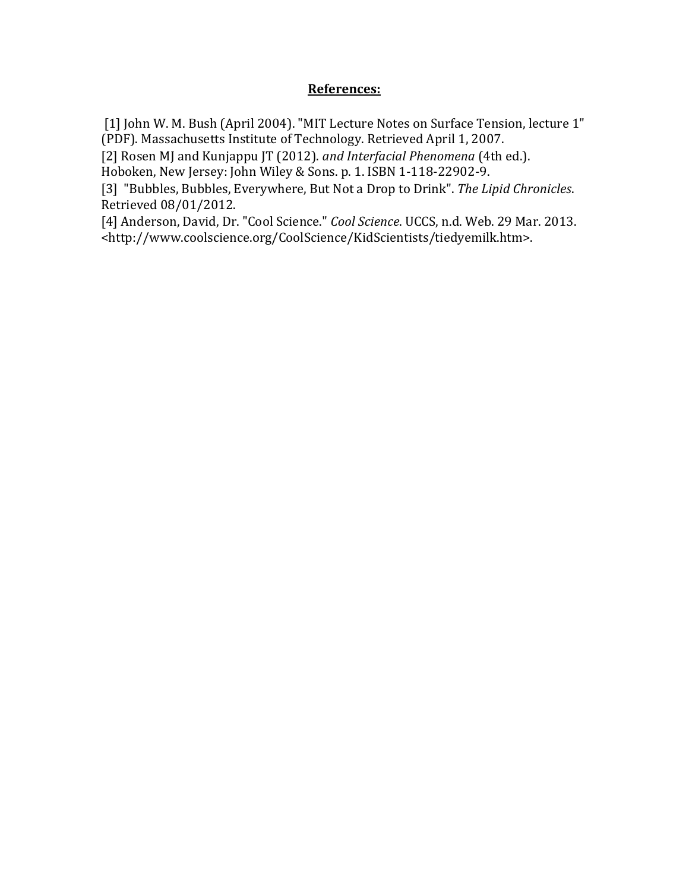## **References:**

[1] John W. M. Bush (April 2004). "MIT Lecture Notes on Surface Tension, lecture 1" (PDF). Massachusetts Institute of Technology. Retrieved April 1, 2007.
[2] Rosen MJ and Kunjappu JT (2012). *and Interfacial Phenomena* (4th ed.). Hoboken, New Jersey: John Wiley & Sons. p. 1. ISBN 1-118-22902-9.
[3] "Bubbles, Bubbles, Everywhere, But Not a Drop to Drink". *The Lipid Chronicles*. Retrieved 08/01/2012.
[4] Anderson, David, Dr. "Cool Science." *Cool Science*. UCCS, n.d. Web. 29 Mar. 2013. <http://www.coolscience.org/CoolScience/KidScientists/tiedyemilk.htm>.